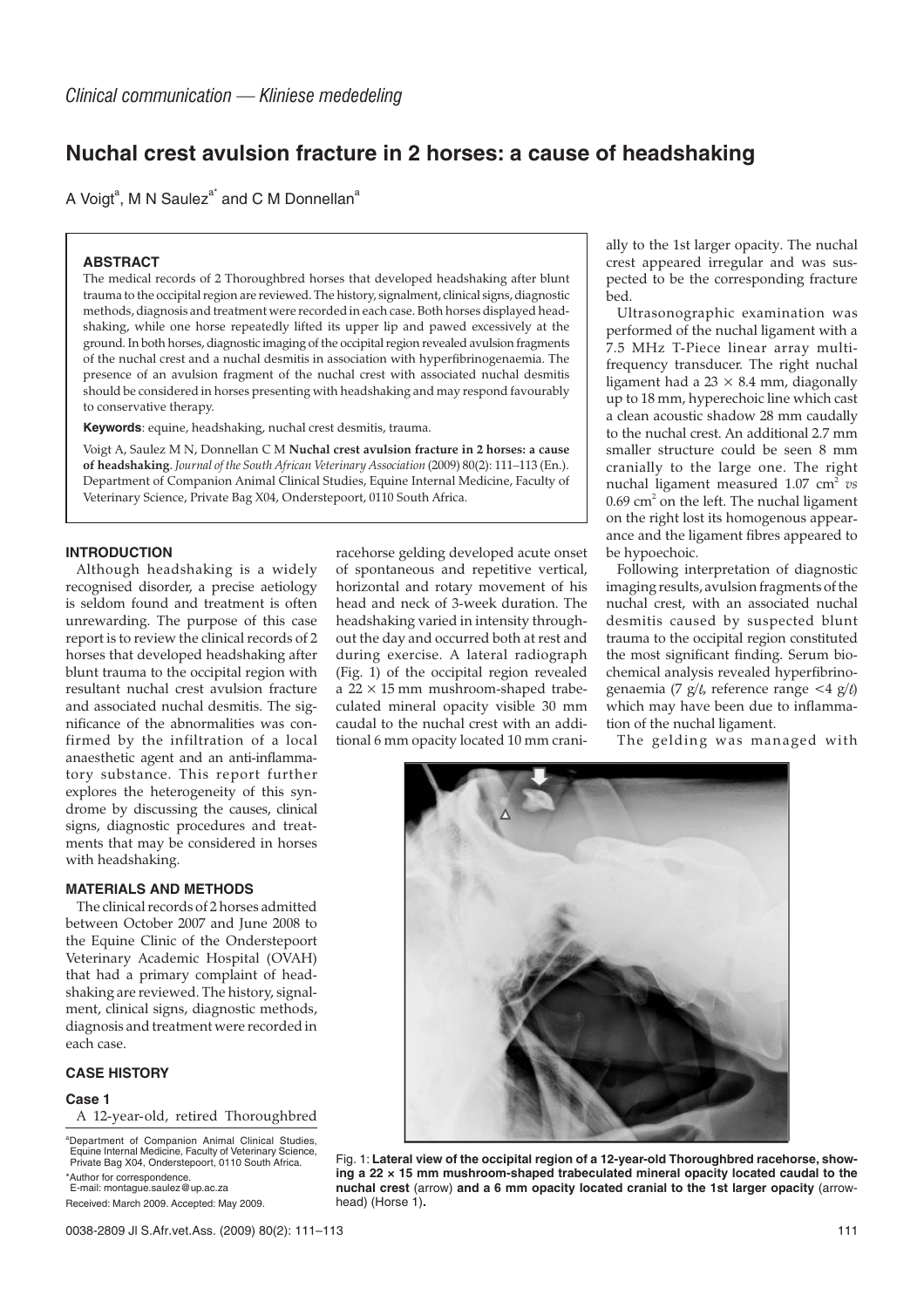*Clinical communication — Kliniese mededeling*

# Nuchal crest avulsion fracture in 2 horses: a cause of headshaking

A Voigt[a], M N Saulez[a*] and C M Donnellan[a]

### ABSTRACT

The medical records of 2 Thoroughbred horses that developed headshaking after blunt trauma to the occipital region are reviewed. The history, signalment, clinical signs, diagnostic methods, diagnosis and treatment were recorded in each case. Both horses displayed headshaking, while one horse repeatedly lifted its upper lip and pawed excessively at the ground. In both horses, diagnostic imaging of the occipital region revealed avulsion fragments of the nuchal crest and a nuchal desmitis in association with hyperfibrinogenaemia. The presence of an avulsion fragment of the nuchal crest with associated nuchal desmitis should be considered in horses presenting with headshaking and may respond favourably to conservative therapy.

**Keywords**: equine, headshaking, nuchal crest desmitis, trauma.

Voigt A, Saulez M N, Donnellan C M **Nuchal crest avulsion fracture in 2 horses: a cause of headshaking**. *Journal of the South African Veterinary Association* (2009) 80(2): 111–113 (En.). Department of Companion Animal Clinical Studies, Equine Internal Medicine, Faculty of Veterinary Science, Private Bag X04, Onderstepoort, 0110 South Africa.

## INTRODUCTION

Although headshaking is a widely recognised disorder, a precise aetiology is seldom found and treatment is often unrewarding. The purpose of this case report is to review the clinical records of 2 horses that developed headshaking after blunt trauma to the occipital region with resultant nuchal crest avulsion fracture and associated nuchal desmitis. The significance of the abnormalities was confirmed by the infiltration of a local anaesthetic agent and an anti-inflammatory substance. This report further explores the heterogeneity of this syndrome by discussing the causes, clinical signs, diagnostic procedures and treatments that may be considered in horses with headshaking.

## MATERIALS AND METHODS

The clinical records of 2 horses admitted between October 2007 and June 2008 to the Equine Clinic of the Onderstepoort Veterinary Academic Hospital (OVAH) that had a primary complaint of headshaking are reviewed. The history, signalment, clinical signs, diagnostic methods, diagnosis and treatment were recorded in each case.

## CASE HISTORY

### Case 1

A 12-year-old, retired Thoroughbred racehorse gelding developed acute onset of spontaneous and repetitive vertical, horizontal and rotary movement of his head and neck of 3-week duration. The headshaking varied in intensity throughout the day and occurred both at rest and during exercise. A lateral radiograph (Fig. 1) of the occipital region revealed a 22 × 15 mm mushroom-shaped trabeculated mineral opacity visible 30 mm caudal to the nuchal crest with an additional 6 mm opacity located 10 mm cranially to the 1st larger opacity. The nuchal crest appeared irregular and was suspected to be the corresponding fracture bed.

Ultrasonographic examination was performed of the nuchal ligament with a 7.5 MHz T-Piece linear array multifrequency transducer. The right nuchal ligament had a 23 × 8.4 mm, diagonally up to 18 mm, hyperechoic line which cast a clean acoustic shadow 28 mm caudally to the nuchal crest. An additional 2.7 mm smaller structure could be seen 8 mm cranially to the large one. The right nuchal ligament measured 1.07 $cm^2$ *vs* 0.69 $cm^2$ on the left. The nuchal ligament on the right lost its homogenous appearance and the ligament fibres appeared to be hypoechoic.

Following interpretation of diagnostic imaging results, avulsion fragments of the nuchal crest, with an associated nuchal desmitis caused by suspected blunt trauma to the occipital region constituted the most significant finding. Serum biochemical analysis revealed hyperfibrinogenaemia (7 g/ℓ, reference range <4 g/ℓ) which may have been due to inflammation of the nuchal ligament.

The gelding was managed with

Fig. 1: **Lateral view of the occipital region of a 12-year-old Thoroughbred racehorse, showing a 22 × 15 mm mushroom-shaped trabeculated mineral opacity located caudal to the nuchal crest** (arrow) **and a 6 mm opacity located cranial to the 1st larger opacity** (arrowhead) (Horse 1)**.**

[a]Department of Companion Animal Clinical Studies, Equine Internal Medicine, Faculty of Veterinary Science, Private Bag X04, Onderstepoort, 0110 South Africa.

*Author for correspondence.
E-mail: montague.saulez@up.ac.za

Received: March 2009. Accepted: May 2009.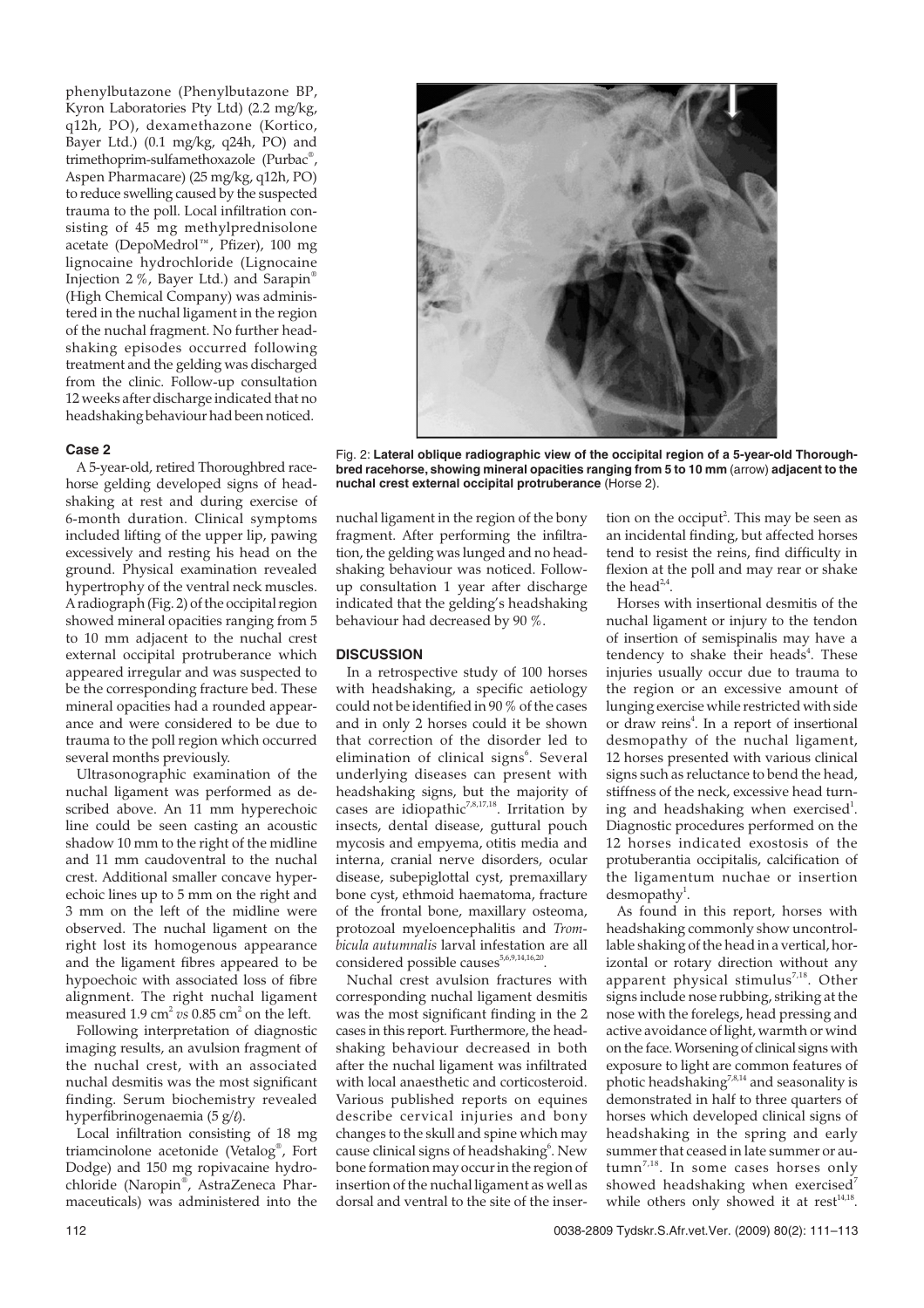phenylbutazone (Phenylbutazone BP, Kyron Laboratories Pty Ltd) (2.2 mg/kg, q12h, PO), dexamethazone (Kortico, Bayer Ltd.) (0.1 mg/kg, q24h, PO) and trimethoprim-sulfamethoxazole (Purbac®, Aspen Pharmacare) (25 mg/kg, q12h, PO) to reduce swelling caused by the suspected trauma to the poll. Local infiltration consisting of 45 mg methylprednisolone acetate (DepoMedrol™, Pfizer), 100 mg lignocaine hydrochloride (Lignocaine Injection 2 %, Bayer Ltd.) and Sarapin® (High Chemical Company) was administered in the nuchal ligament in the region of the nuchal fragment. No further headshaking episodes occurred following treatment and the gelding was discharged from the clinic. Follow-up consultation 12 weeks after discharge indicated that no headshaking behaviour had been noticed.

### Case 2

A 5-year-old, retired Thoroughbred racehorse gelding developed signs of headshaking at rest and during exercise of 6-month duration. Clinical symptoms included lifting of the upper lip, pawing excessively and resting his head on the ground. Physical examination revealed hypertrophy of the ventral neck muscles. A radiograph (Fig. 2) of the occipital region showed mineral opacities ranging from 5 to 10 mm adjacent to the nuchal crest external occipital protuberance which appeared irregular and was suspected to be the corresponding fracture bed. These mineral opacities had a rounded appearance and were considered to be due to trauma to the poll region which occurred several months previously.

Ultrasonographic examination of the nuchal ligament was performed as described above. An 11 mm hyperechoic line could be seen casting an acoustic shadow 10 mm to the right of the midline and 11 mm caudoventral to the nuchal crest. Additional smaller concave hyperechoic lines up to 5 mm on the right and 3 mm on the left of the midline were observed. The nuchal ligament on the right lost its homogenous appearance and the ligament fibres appeared to be hypoechoic with associated loss of fibre alignment. The right nuchal ligament measured 1.9 cm$^2$ *vs* 0.85 cm$^2$ on the left.

Following interpretation of diagnostic imaging results, an avulsion fragment of the nuchal crest, with an associated nuchal desmitis was the most significant finding. Serum biochemistry revealed hyperfibrinogenaemia (5 g/ℓ).

Local infiltration consisting of 18 mg triamcinolone acetonide (Vetalog®, Fort Dodge) and 150 mg ropivacaine hydrochloride (Naropin®, AstraZeneca Pharmaceuticals) was administered into the nuchal ligament in the region of the bony fragment. After performing the infiltration, the gelding was lunged and no headshaking behaviour was noticed. Follow-up consultation 1 year after discharge indicated that the gelding's headshaking behaviour had decreased by 90 %.

Fig. 2: **Lateral oblique radiographic view of the occipital region of a 5-year-old Thoroughbred racehorse, showing mineral opacities ranging from 5 to 10 mm** (arrow) **adjacent to the nuchal crest external occipital protuberance** (Horse 2).

## DISCUSSION

In a retrospective study of 100 horses with headshaking, a specific aetiology could not be identified in 90 % of the cases and in only 2 horses could it be shown that correction of the disorder led to elimination of clinical signs[6]. Several underlying diseases can present with headshaking signs, but the majority of cases are idiopathic[7,8,17,18]. Irritation by insects, dental disease, guttural pouch mycosis and empyema, otitis media and interna, cranial nerve disorders, ocular disease, subepiglottal cyst, premaxillary bone cyst, ethmoid haematoma, fracture of the frontal bone, maxillary osteoma, protozoal myeloencephalitis and *Trombicula autumnalis* larval infestation are all considered possible causes[5,6,9,14,16,20].

Nuchal crest avulsion fractures with corresponding nuchal ligament desmitis was the most significant finding in the 2 cases in this report. Furthermore, the headshaking behaviour decreased in both after the nuchal ligament was infiltrated with local anaesthetic and corticosteroid. Various published reports on equines describe cervical injuries and bony changes to the skull and spine which may cause clinical signs of headshaking[6]. New bone formation may occur in the region of insertion of the nuchal ligament as well as dorsal and ventral to the site of the insertion on the occiput[2]. This may be seen as an incidental finding, but affected horses tend to resist the reins, find difficulty in flexion at the poll and may rear or shake the head[2,4].

Horses with insertional desmitis of the nuchal ligament or injury to the tendon of insertion of semispinalis may have a tendency to shake their heads[4]. These injuries usually occur due to trauma to the region or an excessive amount of lunging exercise while restricted with side or draw reins[4]. In a report of insertional desmopathy of the nuchal ligament, 12 horses presented with various clinical signs such as reluctance to bend the head, stiffness of the neck, excessive head turning and headshaking when exercised[1]. Diagnostic procedures performed on the 12 horses indicated exostosis of the protuberantia occipitalis, calcification of the ligamentum nuchae or insertion desmopathy[1].

As found in this report, horses with headshaking commonly show uncontrollable shaking of the head in a vertical, horizontal or rotary direction without any apparent physical stimulus[7,18]. Other signs include nose rubbing, striking at the nose with the forelegs, head pressing and active avoidance of light, warmth or wind on the face. Worsening of clinical signs with exposure to light are common features of photic headshaking[7,8,14] and seasonality is demonstrated in half to three quarters of horses which developed clinical signs of headshaking in the spring and early summer that ceased in late summer or autumn[7,18]. In some cases horses only showed headshaking when exercised[7] while others only showed it at rest[14,18].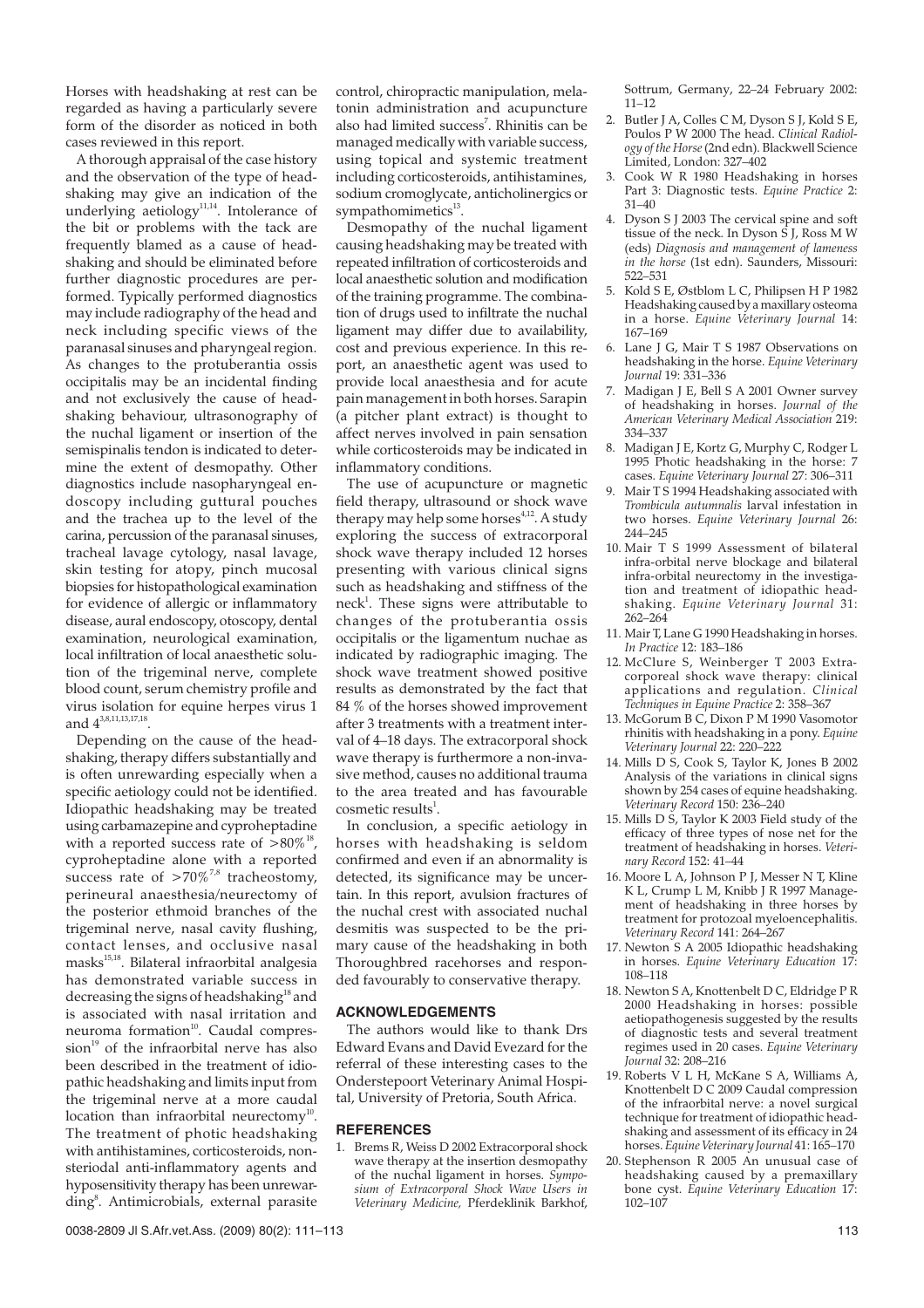Horses with headshaking at rest can be regarded as having a particularly severe form of the disorder as noticed in both cases reviewed in this report.

A thorough appraisal of the case history and the observation of the type of headshaking may give an indication of the underlying aetiology[11,14]. Intolerance of the bit or problems with the tack are frequently blamed as a cause of headshaking and should be eliminated before further diagnostic procedures are performed. Typically performed diagnostics may include radiography of the head and neck including specific views of the paranasal sinuses and pharyngeal region. As changes to the protuberantia ossis occipitalis may be an incidental finding and not exclusively the cause of headshaking behaviour, ultrasonography of the nuchal ligament or insertion of the semispinalis tendon is indicated to determine the extent of desmopathy. Other diagnostics include nasopharyngeal endoscopy including guttural pouches and the trachea up to the level of the carina, percussion of the paranasal sinuses, tracheal lavage cytology, nasal lavage, skin testing for atopy, pinch mucosal biopsies for histopathological examination for evidence of allergic or inflammatory disease, aural endoscopy, otoscopy, dental examination, neurological examination, local infiltration of local anaesthetic solution of the trigeminal nerve, complete blood count, serum chemistry profile and virus isolation for equine herpes virus 1 and 4[3,8,11,13,17,18].

Depending on the cause of the headshaking, therapy differs substantially and is often unrewarding especially when a specific aetiology could not be identified. Idiopathic headshaking may be treated using carbamazepine and cyproheptadine with a reported success rate of >80%[18], cyproheptadine alone with a reported success rate of >70%[7,8] tracheostomy, perineural anaesthesia/neurectomy of the posterior ethmoid branches of the trigeminal nerve, nasal cavity flushing, contact lenses, and occlusive nasal masks[15,18]. Bilateral infraorbital analgesia has demonstrated variable success in decreasing the signs of headshaking[18] and is associated with nasal irritation and neuroma formation[10]. Caudal compression[19] of the infraorbital nerve has also been described in the treatment of idiopathic headshaking and limits input from the trigeminal nerve at a more caudal location than infraorbital neurectomy[10]. The treatment of photic headshaking with antihistamines, corticosteroids, nonsteroidal anti-inflammatory agents and hyposensitivity therapy has been unrewarding[8]. Antimicrobials, external parasite control, chiropractic manipulation, melatonin administration and acupuncture also had limited success[7]. Rhinitis can be managed medically with variable success, using topical and systemic treatment including corticosteroids, antihistamines, sodium cromoglycate, anticholinergics or sympathomimetics[13].

Desmopathy of the nuchal ligament causing headshaking may be treated with repeated infiltration of corticosteroids and local anaesthetic solution and modification of the training programme. The combination of drugs used to infiltrate the nuchal ligament may differ due to availability, cost and previous experience. In this report, an anaesthetic agent was used to provide local anaesthesia and for acute pain management in both horses. Sarapin (a pitcher plant extract) is thought to affect nerves involved in pain sensation while corticosteroids may be indicated in inflammatory conditions.

The use of acupuncture or magnetic field therapy, ultrasound or shock wave therapy may help some horses[4,12]. A study exploring the success of extracorporal shock wave therapy included 12 horses presenting with various clinical signs such as headshaking and stiffness of the neck[1]. These signs were attributable to changes of the protuberantia ossis occipitalis or the ligamentum nuchae as indicated by radiographic imaging. The shock wave treatment showed positive results as demonstrated by the fact that 84 % of the horses showed improvement after 3 treatments with a treatment interval of 4–18 days. The extracorporal shock wave therapy is furthermore a non-invasive method, causes no additional trauma to the area treated and has favourable cosmetic results[1].

In conclusion, a specific aetiology in horses with headshaking is seldom confirmed and even if an abnormality is detected, its significance may be uncertain. In this report, avulsion fractures of the nuchal crest with associated nuchal desmitis was suspected to be the primary cause of the headshaking in both Thoroughbred racehorses and responded favourably to conservative therapy.

## ACKNOWLEDGEMENTS

The authors would like to thank Drs Edward Evans and David Evezard for the referral of these interesting cases to the Onderstepoort Veterinary Animal Hospital, University of Pretoria, South Africa.

## REFERENCES

1. Brems R, Weiss D 2002 Extracorporal shock wave therapy at the insertion desmopathy of the nuchal ligament in horses. *Symposium of Extracorporal Shock Wave Users in Veterinary Medicine,* Pferdeklinik Barkhof, Sottrum, Germany, 22–24 February 2002: 11–12
2. Butler J A, Colles C M, Dyson S J, Kold S E, Poulos P W 2000 The head. *Clinical Radiology of the Horse* (2nd edn). Blackwell Science Limited, London: 327–402
3. Cook W R 1980 Headshaking in horses Part 3: Diagnostic tests. *Equine Practice* 2: 31–40
4. Dyson S J 2003 The cervical spine and soft tissue of the neck. In Dyson S J, Ross M W (eds) *Diagnosis and management of lameness in the horse* (1st edn). Saunders, Missouri: 522–531
5. Kold S E, Østblom L C, Philipsen H P 1982 Headshaking caused by a maxillary osteoma in a horse. *Equine Veterinary Journal* 14: 167–169
6. Lane J G, Mair T S 1987 Observations on headshaking in the horse. *Equine Veterinary Journal* 19: 331–336
7. Madigan J E, Bell S A 2001 Owner survey of headshaking in horses. *Journal of the American Veterinary Medical Association* 219: 334–337
8. Madigan J E, Kortz G, Murphy C, Rodger L 1995 Photic headshaking in the horse: 7 cases. *Equine Veterinary Journal* 27: 306–311
9. Mair T S 1994 Headshaking associated with *Trombicula autumnalis* larval infestation in two horses. *Equine Veterinary Journal* 26: 244–245
10. Mair T S 1999 Assessment of bilateral infra-orbital nerve blockage and bilateral infra-orbital neurectomy in the investigation and treatment of idiopathic headshaking. *Equine Veterinary Journal* 31: 262–264
11. Mair T, Lane G 1990 Headshaking in horses. *In Practice* 12: 183–186
12. McClure S, Weinberger T 2003 Extracorporeal shock wave therapy: clinical applications and regulation. *Clinical Techniques in Equine Practice* 2: 358–367
13. McGorum B C, Dixon P M 1990 Vasomotor rhinitis with headshaking in a pony. *Equine Veterinary Journal* 22: 220–222
14. Mills D S, Cook S, Taylor K, Jones B 2002 Analysis of the variations in clinical signs shown by 254 cases of equine headshaking. *Veterinary Record* 150: 236–240
15. Mills D S, Taylor K 2003 Field study of the efficacy of three types of nose net for the treatment of headshaking in horses. *Veterinary Record* 152: 41–44
16. Moore L A, Johnson P J, Messer N T, Kline K L, Crump L M, Knibb J R 1997 Management of headshaking in three horses by treatment for protozoal myeloencephalitis. *Veterinary Record* 141: 264–267
17. Newton S A 2005 Idiopathic headshaking in horses. *Equine Veterinary Education* 17: 108–118
18. Newton S A, Knottenbelt D C, Eldridge P R 2000 Headshaking in horses: possible aetiopathogenesis suggested by the results of diagnostic tests and several treatment regimes used in 20 cases. *Equine Veterinary Journal* 32: 208–216
19. Roberts V L H, McKane S A, Williams A, Knottenbelt D C 2009 Caudal compression of the infraorbital nerve: a novel surgical technique for treatment of idiopathic headshaking and assessment of its efficacy in 24 horses. *Equine Veterinary Journal* 41: 165–170
20. Stephenson R 2005 An unusual case of headshaking caused by a premaxillary bone cyst. *Equine Veterinary Education* 17: 102–107